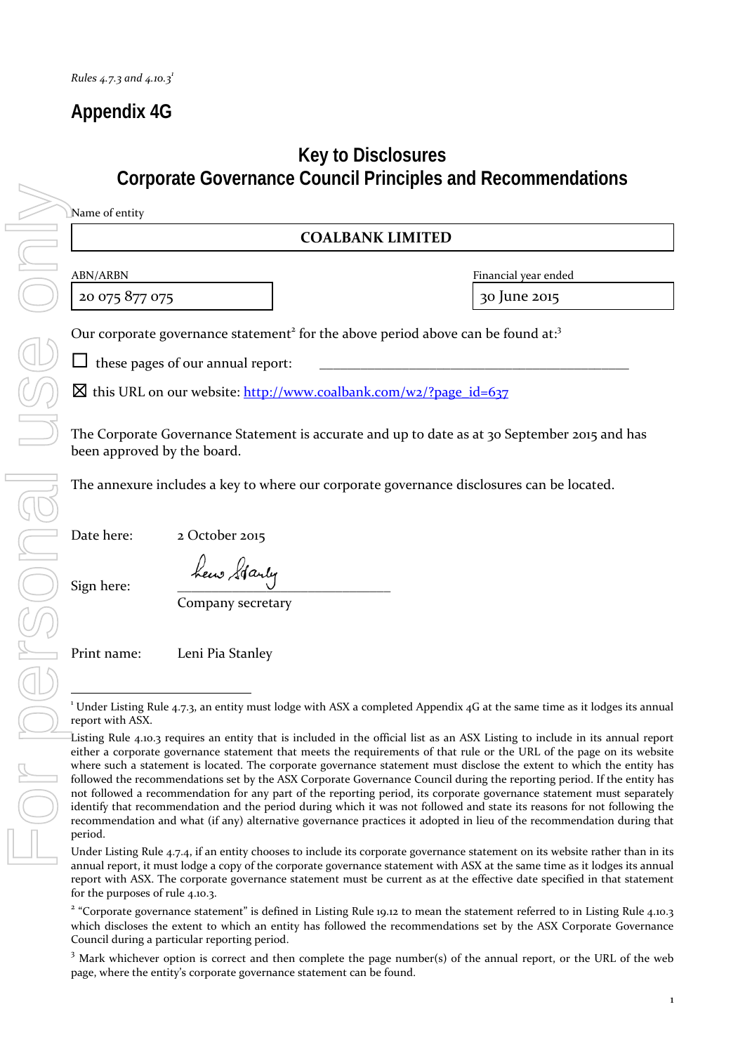*Rules 4.7.3 and 4.10.3*[1]

# Appendix 4G

## Key to Disclosures
## Corporate Governance Council Principles and Recommendations

Name of entity

| COALBANK LIMITED |
|---|

| ABN/ARBN | Financial year ended |
|---|---|
| 20 075 877 075 | 30 June 2015 |

Our corporate governance statement[2] for the above period above can be found at:[3]

☐ these pages of our annual report: ______________________________________________

☒ this URL on our website: http://www.coalbank.com/w2/?page_id=637

The Corporate Governance Statement is accurate and up to date as at 30 September 2015 and has been approved by the board.

The annexure includes a key to where our corporate governance disclosures can be located.

Date here: 2 October 2015

Sign here: ______________________________
Company secretary

Print name: Leni Pia Stanley

---

[1] Under Listing Rule 4.7.3, an entity must lodge with ASX a completed Appendix 4G at the same time as it lodges its annual report with ASX.

Listing Rule 4.10.3 requires an entity that is included in the official list as an ASX Listing to include in its annual report either a corporate governance statement that meets the requirements of that rule or the URL of the page on its website where such a statement is located. The corporate governance statement must disclose the extent to which the entity has followed the recommendations set by the ASX Corporate Governance Council during the reporting period. If the entity has not followed a recommendation for any part of the reporting period, its corporate governance statement must separately identify that recommendation and the period during which it was not followed and state its reasons for not following the recommendation and what (if any) alternative governance practices it adopted in lieu of the recommendation during that period.

Under Listing Rule 4.7.4, if an entity chooses to include its corporate governance statement on its website rather than in its annual report, it must lodge a copy of the corporate governance statement with ASX at the same time as it lodges its annual report with ASX. The corporate governance statement must be current as at the effective date specified in that statement for the purposes of rule 4.10.3.

[2] "Corporate governance statement" is defined in Listing Rule 19.12 to mean the statement referred to in Listing Rule 4.10.3 which discloses the extent to which an entity has followed the recommendations set by the ASX Corporate Governance Council during a particular reporting period.

[3] Mark whichever option is correct and then complete the page number(s) of the annual report, or the URL of the web page, where the entity's corporate governance statement can be found.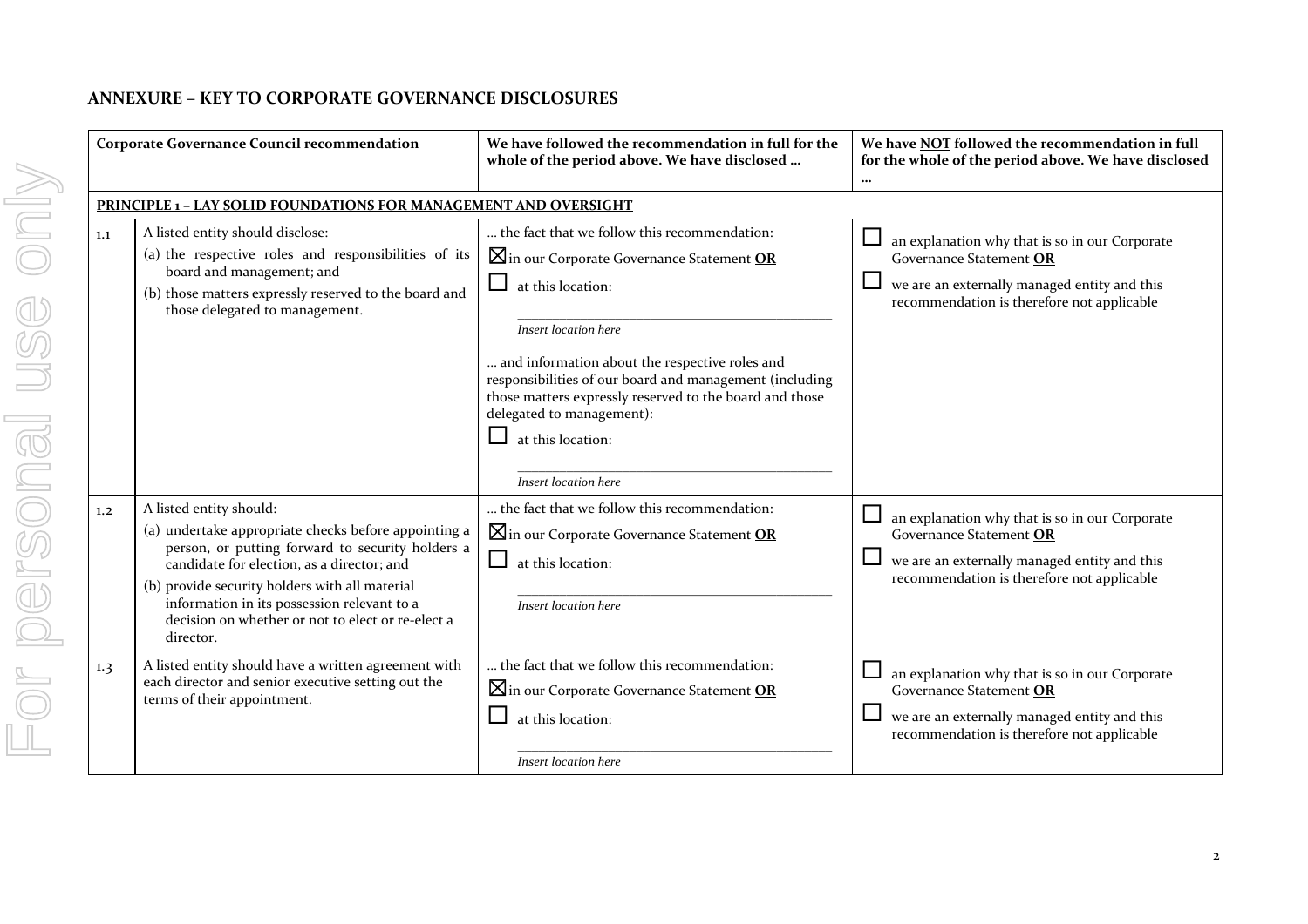## ANNEXURE – KEY TO CORPORATE GOVERNANCE DISCLOSURES

| | Corporate Governance Council recommendation | We have followed the recommendation in full for the whole of the period above. We have disclosed … | We have NOT followed the recommendation in full for the whole of the period above. We have disclosed … |
|---|---|---|---|
| **PRINCIPLE 1 – LAY SOLID FOUNDATIONS FOR MANAGEMENT AND OVERSIGHT** | | | |
| 1.1 | A listed entity should disclose:<br>(a) the respective roles and responsibilities of its board and management; and<br>(b) those matters expressly reserved to the board and those delegated to management. | … the fact that we follow this recommendation:<br>☒ in our Corporate Governance Statement **OR**<br>☐ at this location:<br>_______________<br>*Insert location here*<br>… and information about the respective roles and responsibilities of our board and management (including those matters expressly reserved to the board and those delegated to management):<br>☐ at this location:<br>_______________<br>*Insert location here* | ☐ an explanation why that is so in our Corporate Governance Statement **OR**<br>☐ we are an externally managed entity and this recommendation is therefore not applicable |
| 1.2 | A listed entity should:<br>(a) undertake appropriate checks before appointing a person, or putting forward to security holders a candidate for election, as a director; and<br>(b) provide security holders with all material information in its possession relevant to a decision on whether or not to elect or re-elect a director. | … the fact that we follow this recommendation:<br>☒ in our Corporate Governance Statement **OR**<br>☐ at this location:<br>_______________<br>*Insert location here* | ☐ an explanation why that is so in our Corporate Governance Statement **OR**<br>☐ we are an externally managed entity and this recommendation is therefore not applicable |
| 1.3 | A listed entity should have a written agreement with each director and senior executive setting out the terms of their appointment. | … the fact that we follow this recommendation:<br>☒ in our Corporate Governance Statement **OR**<br>☐ at this location:<br>_______________<br>*Insert location here* | ☐ an explanation why that is so in our Corporate Governance Statement **OR**<br>☐ we are an externally managed entity and this recommendation is therefore not applicable |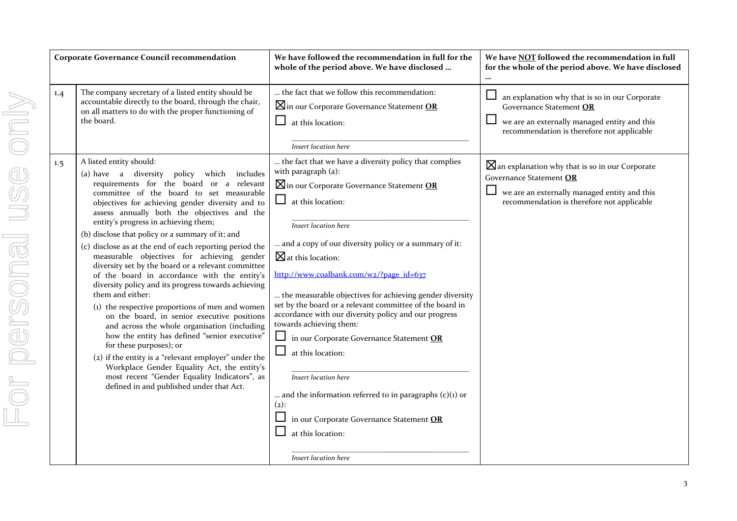| | Corporate Governance Council recommendation | We have followed the recommendation in full for the whole of the period above. We have disclosed … | We have NOT followed the recommendation in full for the whole of the period above. We have disclosed … |
|---|---|---|---|
| 1.4 | The company secretary of a listed entity should be accountable directly to the board, through the chair, on all matters to do with the proper functioning of the board. | … the fact that we follow this recommendation:<br>☒ in our Corporate Governance Statement **OR**<br>☐ at this location:<br>\_\_\_\_\_\_\_\_\_\_\_\_\_\_\_\_\_\_\_\_\_\_\_\_\_\_\_\_\_\_<br>*Insert location here* | ☐ an explanation why that is so in our Corporate Governance Statement **OR**<br>☐ we are an externally managed entity and this recommendation is therefore not applicable |
| 1.5 | A listed entity should:<br>(a) have a diversity policy which includes requirements for the board or a relevant committee of the board to set measurable objectives for achieving gender diversity and to assess annually both the objectives and the entity's progress in achieving them;<br>(b) disclose that policy or a summary of it; and<br>(c) disclose as at the end of each reporting period the measurable objectives for achieving gender diversity set by the board or a relevant committee of the board in accordance with the entity's diversity policy and its progress towards achieving them and either:<br>(1) the respective proportions of men and women on the board, in senior executive positions and across the whole organisation (including how the entity has defined "senior executive" for these purposes); or<br>(2) if the entity is a "relevant employer" under the Workplace Gender Equality Act, the entity's most recent "Gender Equality Indicators", as defined in and published under that Act. | … the fact that we have a diversity policy that complies with paragraph (a):<br>☒ in our Corporate Governance Statement **OR**<br>☐ at this location:<br>\_\_\_\_\_\_\_\_\_\_\_\_\_\_\_\_\_\_\_\_\_\_\_\_\_\_\_\_\_\_<br>*Insert location here*<br><br>… and a copy of our diversity policy or a summary of it:<br>☒ at this location:<br>http://www.coalbank.com/w2/?page_id=637<br><br>… the measurable objectives for achieving gender diversity set by the board or a relevant committee of the board in accordance with our diversity policy and our progress towards achieving them:<br>☐ in our Corporate Governance Statement **OR**<br>☐ at this location:<br>\_\_\_\_\_\_\_\_\_\_\_\_\_\_\_\_\_\_\_\_\_\_\_\_\_\_\_\_\_\_<br>*Insert location here*<br><br>… and the information referred to in paragraphs (c)(1) or (2):<br>☐ in our Corporate Governance Statement **OR**<br>☐ at this location:<br>\_\_\_\_\_\_\_\_\_\_\_\_\_\_\_\_\_\_\_\_\_\_\_\_\_\_\_\_\_\_<br>*Insert location here* | ☒ an explanation why that is so in our Corporate Governance Statement **OR**<br>☐ we are an externally managed entity and this recommendation is therefore not applicable |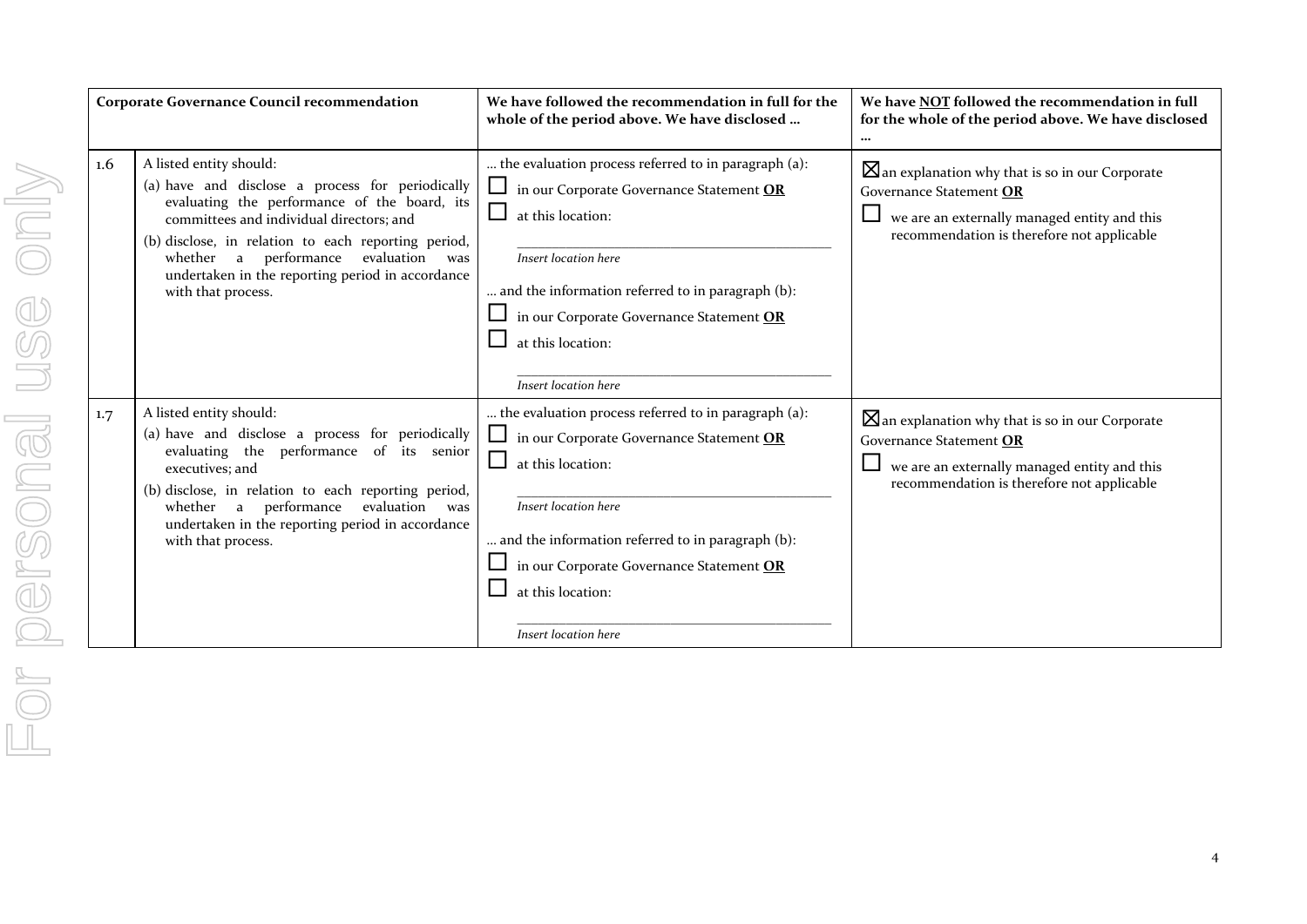| | Corporate Governance Council recommendation | We have followed the recommendation in full for the whole of the period above. We have disclosed … | We have <u>NOT</u> followed the recommendation in full for the whole of the period above. We have disclosed … |
|---|---|---|---|
| 1.6 | A listed entity should:<br>(a) have and disclose a process for periodically evaluating the performance of the board, its committees and individual directors; and<br>(b) disclose, in relation to each reporting period, whether a performance evaluation was undertaken in the reporting period in accordance with that process. | … the evaluation process referred to in paragraph (a):<br>☐ in our Corporate Governance Statement **OR**<br>☐ at this location:<br>\_\_\_\_\_\_\_\_\_\_\_\_\_\_\_\_\_\_\_\_<br>*Insert location here*<br>… and the information referred to in paragraph (b):<br>☐ in our Corporate Governance Statement **OR**<br>☐ at this location:<br>\_\_\_\_\_\_\_\_\_\_\_\_\_\_\_\_\_\_\_\_<br>*Insert location here* | ☒ an explanation why that is so in our Corporate Governance Statement **OR**<br>☐ we are an externally managed entity and this recommendation is therefore not applicable |
| 1.7 | A listed entity should:<br>(a) have and disclose a process for periodically evaluating the performance of its senior executives; and<br>(b) disclose, in relation to each reporting period, whether a performance evaluation was undertaken in the reporting period in accordance with that process. | … the evaluation process referred to in paragraph (a):<br>☐ in our Corporate Governance Statement **OR**<br>☐ at this location:<br>\_\_\_\_\_\_\_\_\_\_\_\_\_\_\_\_\_\_\_\_<br>*Insert location here*<br>… and the information referred to in paragraph (b):<br>☐ in our Corporate Governance Statement **OR**<br>☐ at this location:<br>\_\_\_\_\_\_\_\_\_\_\_\_\_\_\_\_\_\_\_\_<br>*Insert location here* | ☒ an explanation why that is so in our Corporate Governance Statement **OR**<br>☐ we are an externally managed entity and this recommendation is therefore not applicable |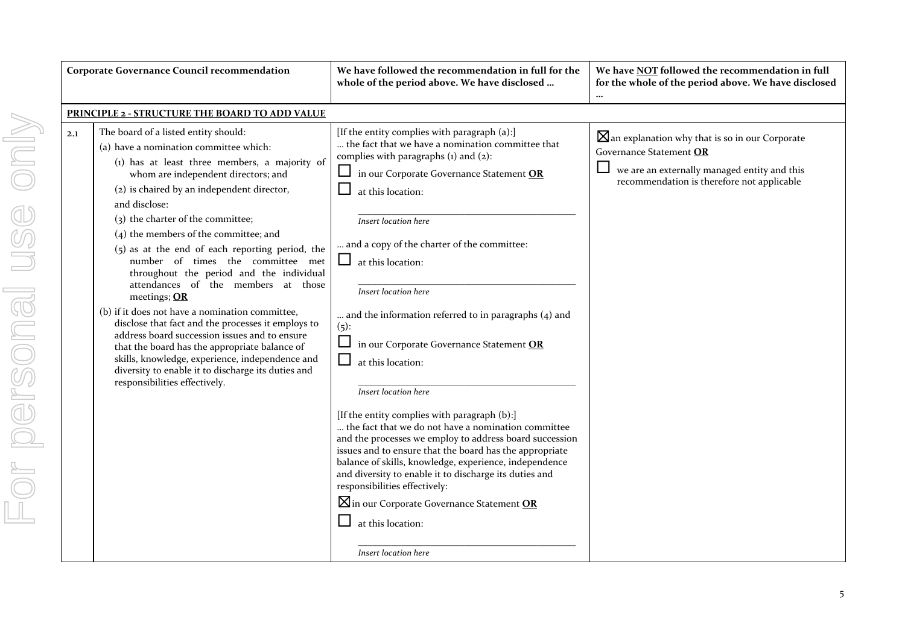| | Corporate Governance Council recommendation | We have followed the recommendation in full for the whole of the period above. We have disclosed … | We have NOT followed the recommendation in full for the whole of the period above. We have disclosed … |
|---|---|---|---|
| **PRINCIPLE 2 - STRUCTURE THE BOARD TO ADD VALUE** | | | |
| 2.1 | The board of a listed entity should:<br>(a) have a nomination committee which:<br>(1) has at least three members, a majority of whom are independent directors; and<br>(2) is chaired by an independent director,<br>and disclose:<br>(3) the charter of the committee;<br>(4) the members of the committee; and<br>(5) as at the end of each reporting period, the number of times the committee met throughout the period and the individual attendances of the members at those meetings; **OR**<br>(b) if it does not have a nomination committee, disclose that fact and the processes it employs to address board succession issues and to ensure that the board has the appropriate balance of skills, knowledge, experience, independence and diversity to enable it to discharge its duties and responsibilities effectively. | [If the entity complies with paragraph (a):]<br>… the fact that we have a nomination committee that complies with paragraphs (1) and (2):<br>☐ in our Corporate Governance Statement **OR**<br>☐ at this location:<br>\_\_\_\_\_\_\_\_\_\_\_\_\_\_\_\_\_\_\_\_<br>*Insert location here*<br>… and a copy of the charter of the committee:<br>☐ at this location:<br>\_\_\_\_\_\_\_\_\_\_\_\_\_\_\_\_\_\_\_\_<br>*Insert location here*<br>… and the information referred to in paragraphs (4) and (5):<br>☐ in our Corporate Governance Statement **OR**<br>☐ at this location:<br>\_\_\_\_\_\_\_\_\_\_\_\_\_\_\_\_\_\_\_\_<br>*Insert location here*<br>[If the entity complies with paragraph (b):]<br>… the fact that we do not have a nomination committee and the processes we employ to address board succession issues and to ensure that the board has the appropriate balance of skills, knowledge, experience, independence and diversity to enable it to discharge its duties and responsibilities effectively:<br>☒ in our Corporate Governance Statement **OR**<br>☐ at this location:<br>\_\_\_\_\_\_\_\_\_\_\_\_\_\_\_\_\_\_\_\_<br>*Insert location here* | ☒ an explanation why that is so in our Corporate Governance Statement **OR**<br>☐ we are an externally managed entity and this recommendation is therefore not applicable |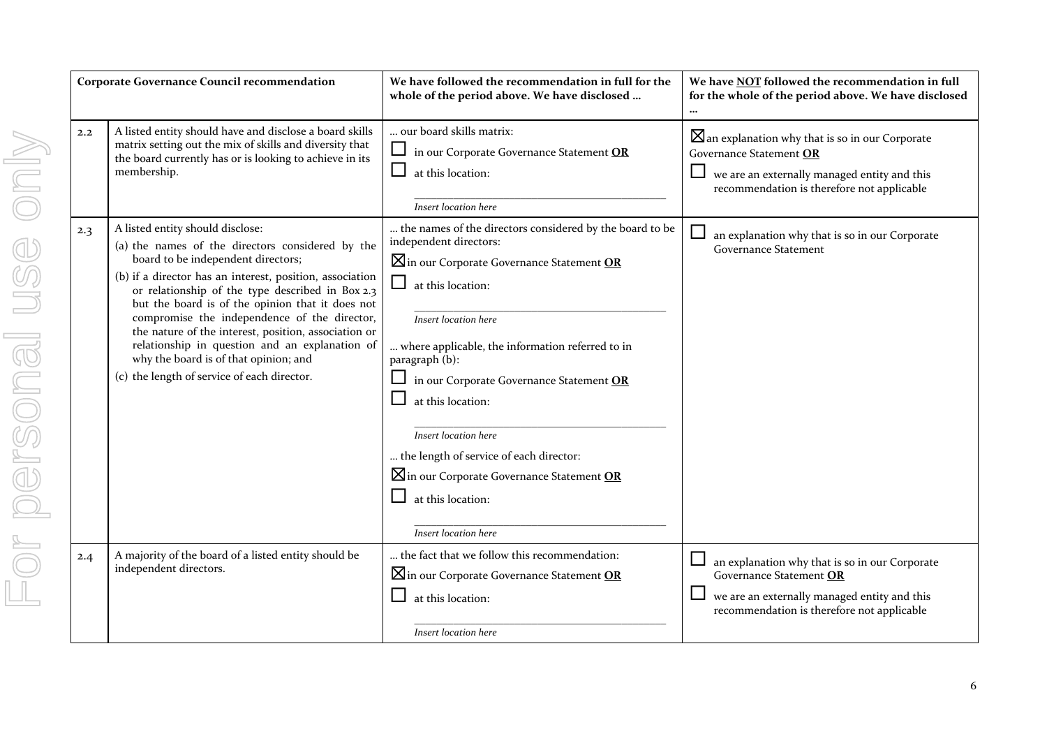| Corporate Governance Council recommendation | | We have followed the recommendation in full for the whole of the period above. We have disclosed … | We have **NOT** followed the recommendation in full for the whole of the period above. We have disclosed … |
|---|---|---|---|
| 2.2 | A listed entity should have and disclose a board skills matrix setting out the mix of skills and diversity that the board currently has or is looking to achieve in its membership. | … our board skills matrix:<br>☐ in our Corporate Governance Statement **OR**<br>☐ at this location:<br>\_\_\_\_\_\_\_\_\_\_\_\_\_\_\_\_\_\_\_\_<br>*Insert location here* | ☒ an explanation why that is so in our Corporate Governance Statement **OR**<br>☐ we are an externally managed entity and this recommendation is therefore not applicable |
| 2.3 | A listed entity should disclose:<br>(a) the names of the directors considered by the board to be independent directors;<br>(b) if a director has an interest, position, association or relationship of the type described in Box 2.3 but the board is of the opinion that it does not compromise the independence of the director, the nature of the interest, position, association or relationship in question and an explanation of why the board is of that opinion; and<br>(c) the length of service of each director. | … the names of the directors considered by the board to be independent directors:<br>☒ in our Corporate Governance Statement **OR**<br>☐ at this location:<br>\_\_\_\_\_\_\_\_\_\_\_\_\_\_\_\_\_\_\_\_<br>*Insert location here*<br>… where applicable, the information referred to in paragraph (b):<br>☐ in our Corporate Governance Statement **OR**<br>☐ at this location:<br>\_\_\_\_\_\_\_\_\_\_\_\_\_\_\_\_\_\_\_\_<br>*Insert location here*<br>… the length of service of each director:<br>☒ in our Corporate Governance Statement **OR**<br>☐ at this location:<br>\_\_\_\_\_\_\_\_\_\_\_\_\_\_\_\_\_\_\_\_<br>*Insert location here* | ☐ an explanation why that is so in our Corporate Governance Statement |
| 2.4 | A majority of the board of a listed entity should be independent directors. | … the fact that we follow this recommendation:<br>☒ in our Corporate Governance Statement **OR**<br>☐ at this location:<br>\_\_\_\_\_\_\_\_\_\_\_\_\_\_\_\_\_\_\_\_<br>*Insert location here* | ☐ an explanation why that is so in our Corporate Governance Statement **OR**<br>☐ we are an externally managed entity and this recommendation is therefore not applicable |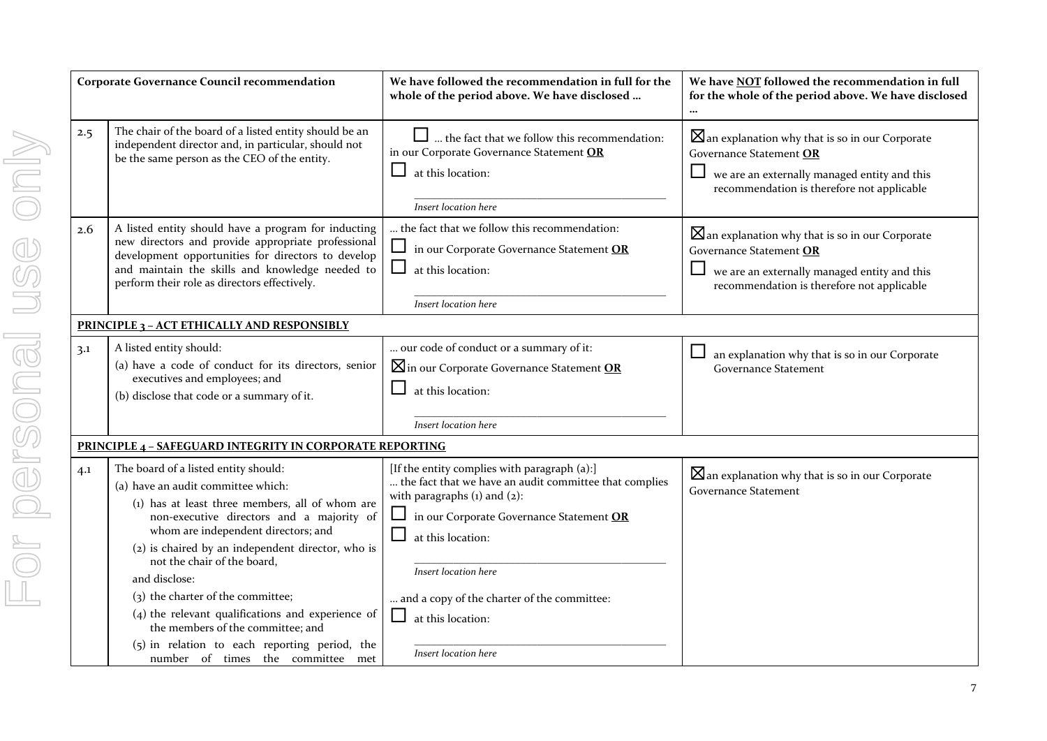| | Corporate Governance Council recommendation | We have followed the recommendation in full for the whole of the period above. We have disclosed … | We have **NOT** followed the recommendation in full for the whole of the period above. We have disclosed … |
|---|---|---|---|
| 2.5 | The chair of the board of a listed entity should be an independent director and, in particular, should not be the same person as the CEO of the entity. | ☐ … the fact that we follow this recommendation: in our Corporate Governance Statement **OR**<br>☐ at this location:<br>___<br>*Insert location here* | ☒ an explanation why that is so in our Corporate Governance Statement **OR**<br>☐ we are an externally managed entity and this recommendation is therefore not applicable |
| 2.6 | A listed entity should have a program for inducting new directors and provide appropriate professional development opportunities for directors to develop and maintain the skills and knowledge needed to perform their role as directors effectively. | … the fact that we follow this recommendation:<br>☐ in our Corporate Governance Statement **OR**<br>☐ at this location:<br>___<br>*Insert location here* | ☒ an explanation why that is so in our Corporate Governance Statement **OR**<br>☐ we are an externally managed entity and this recommendation is therefore not applicable |
| **PRINCIPLE 3 – ACT ETHICALLY AND RESPONSIBLY** | | | |
| 3.1 | A listed entity should:<br>(a) have a code of conduct for its directors, senior executives and employees; and<br>(b) disclose that code or a summary of it. | … our code of conduct or a summary of it:<br>☒ in our Corporate Governance Statement **OR**<br>☐ at this location:<br>___<br>*Insert location here* | ☐ an explanation why that is so in our Corporate Governance Statement |
| **PRINCIPLE 4 – SAFEGUARD INTEGRITY IN CORPORATE REPORTING** | | | |
| 4.1 | The board of a listed entity should:<br>(a) have an audit committee which:<br>(1) has at least three members, all of whom are non-executive directors and a majority of whom are independent directors; and<br>(2) is chaired by an independent director, who is not the chair of the board,<br>and disclose:<br>(3) the charter of the committee;<br>(4) the relevant qualifications and experience of the members of the committee; and<br>(5) in relation to each reporting period, the number of times the committee met | [If the entity complies with paragraph (a):]<br>… the fact that we have an audit committee that complies with paragraphs (1) and (2):<br>☐ in our Corporate Governance Statement **OR**<br>☐ at this location:<br>___<br>*Insert location here*<br>… and a copy of the charter of the committee:<br>☐ at this location:<br>___<br>*Insert location here* | ☒ an explanation why that is so in our Corporate Governance Statement |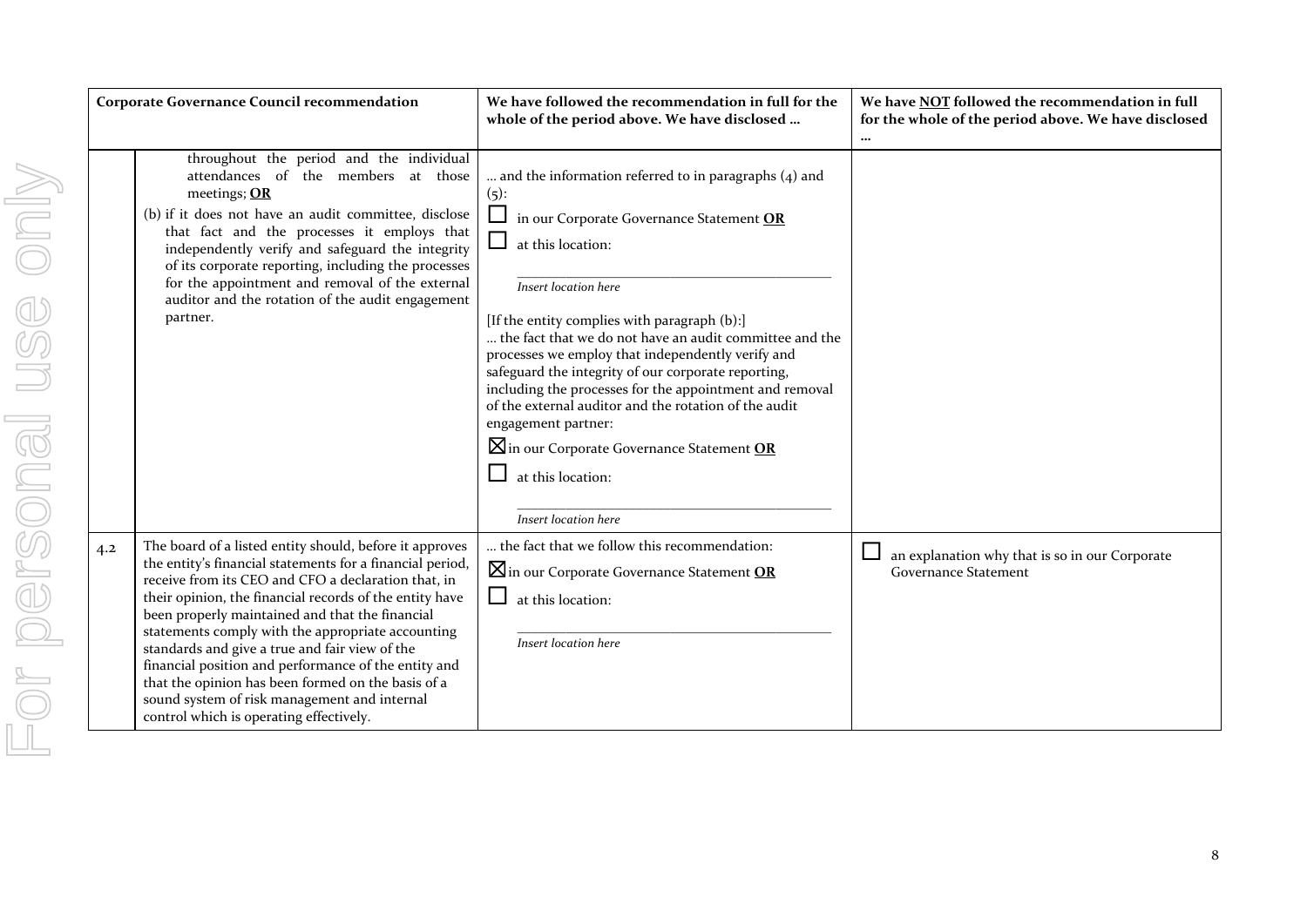| | Corporate Governance Council recommendation | We have followed the recommendation in full for the whole of the period above. We have disclosed … | We have <u>NOT</u> followed the recommendation in full for the whole of the period above. We have disclosed … |
|---|---|---|---|
| | throughout the period and the individual attendances of the members at those meetings; **<u>OR</u>**<br>(b) if it does not have an audit committee, disclose that fact and the processes it employs that independently verify and safeguard the integrity of its corporate reporting, including the processes for the appointment and removal of the external auditor and the rotation of the audit engagement partner. | … and the information referred to in paragraphs (4) and (5):<br>☐ in our Corporate Governance Statement **<u>OR</u>**<br>☐ at this location:<br>\_\_\_\_\_\_\_\_\_\_\_\_\_\_\_\_\_\_\_\_\_\_\_\_<br>*Insert location here*<br>[If the entity complies with paragraph (b):]<br>… the fact that we do not have an audit committee and the processes we employ that independently verify and safeguard the integrity of our corporate reporting, including the processes for the appointment and removal of the external auditor and the rotation of the audit engagement partner:<br>☒ in our Corporate Governance Statement **<u>OR</u>**<br>☐ at this location:<br>\_\_\_\_\_\_\_\_\_\_\_\_\_\_\_\_\_\_\_\_\_\_\_\_<br>*Insert location here* | |
| 4.2 | The board of a listed entity should, before it approves the entity's financial statements for a financial period, receive from its CEO and CFO a declaration that, in their opinion, the financial records of the entity have been properly maintained and that the financial statements comply with the appropriate accounting standards and give a true and fair view of the financial position and performance of the entity and that the opinion has been formed on the basis of a sound system of risk management and internal control which is operating effectively. | … the fact that we follow this recommendation:<br>☒ in our Corporate Governance Statement **<u>OR</u>**<br>☐ at this location:<br>\_\_\_\_\_\_\_\_\_\_\_\_\_\_\_\_\_\_\_\_\_\_\_\_<br>*Insert location here* | ☐ an explanation why that is so in our Corporate Governance Statement |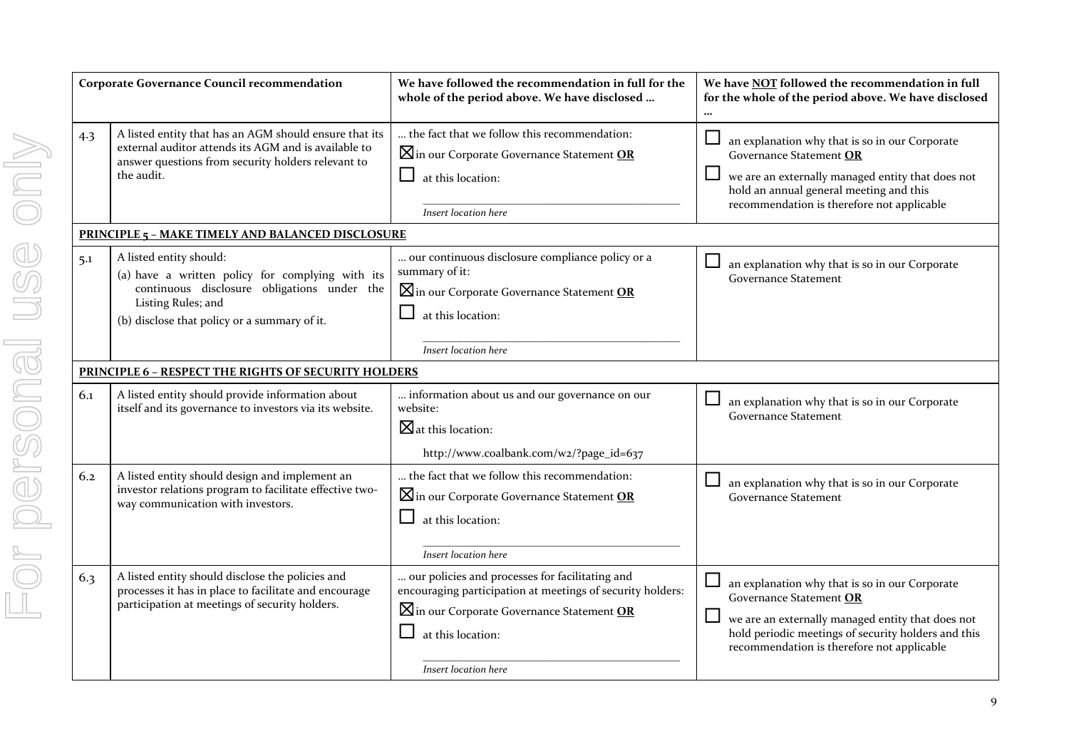| | Corporate Governance Council recommendation | We have followed the recommendation in full for the whole of the period above. We have disclosed … | We have **NOT** followed the recommendation in full for the whole of the period above. We have disclosed … |
|---|---|---|---|
| 4.3 | A listed entity that has an AGM should ensure that its external auditor attends its AGM and is available to answer questions from security holders relevant to the audit. | … the fact that we follow this recommendation:<br>☒ in our Corporate Governance Statement **OR**<br>☐ at this location:<br>_______________<br>*Insert location here* | ☐ an explanation why that is so in our Corporate Governance Statement **OR**<br>☐ we are an externally managed entity that does not hold an annual general meeting and this recommendation is therefore not applicable |
| **PRINCIPLE 5 – MAKE TIMELY AND BALANCED DISCLOSURE** | | | |
| 5.1 | A listed entity should:<br>(a) have a written policy for complying with its continuous disclosure obligations under the Listing Rules; and<br>(b) disclose that policy or a summary of it. | … our continuous disclosure compliance policy or a summary of it:<br>☒ in our Corporate Governance Statement **OR**<br>☐ at this location:<br>_______________<br>*Insert location here* | ☐ an explanation why that is so in our Corporate Governance Statement |
| **PRINCIPLE 6 – RESPECT THE RIGHTS OF SECURITY HOLDERS** | | | |
| 6.1 | A listed entity should provide information about itself and its governance to investors via its website. | … information about us and our governance on our website:<br>☒ at this location:<br>http://www.coalbank.com/w2/?page_id=637 | ☐ an explanation why that is so in our Corporate Governance Statement |
| 6.2 | A listed entity should design and implement an investor relations program to facilitate effective two-way communication with investors. | … the fact that we follow this recommendation:<br>☒ in our Corporate Governance Statement **OR**<br>☐ at this location:<br>_______________<br>*Insert location here* | ☐ an explanation why that is so in our Corporate Governance Statement |
| 6.3 | A listed entity should disclose the policies and processes it has in place to facilitate and encourage participation at meetings of security holders. | … our policies and processes for facilitating and encouraging participation at meetings of security holders:<br>☒ in our Corporate Governance Statement **OR**<br>☐ at this location:<br>_______________<br>*Insert location here* | ☐ an explanation why that is so in our Corporate Governance Statement **OR**<br>☐ we are an externally managed entity that does not hold periodic meetings of security holders and this recommendation is therefore not applicable |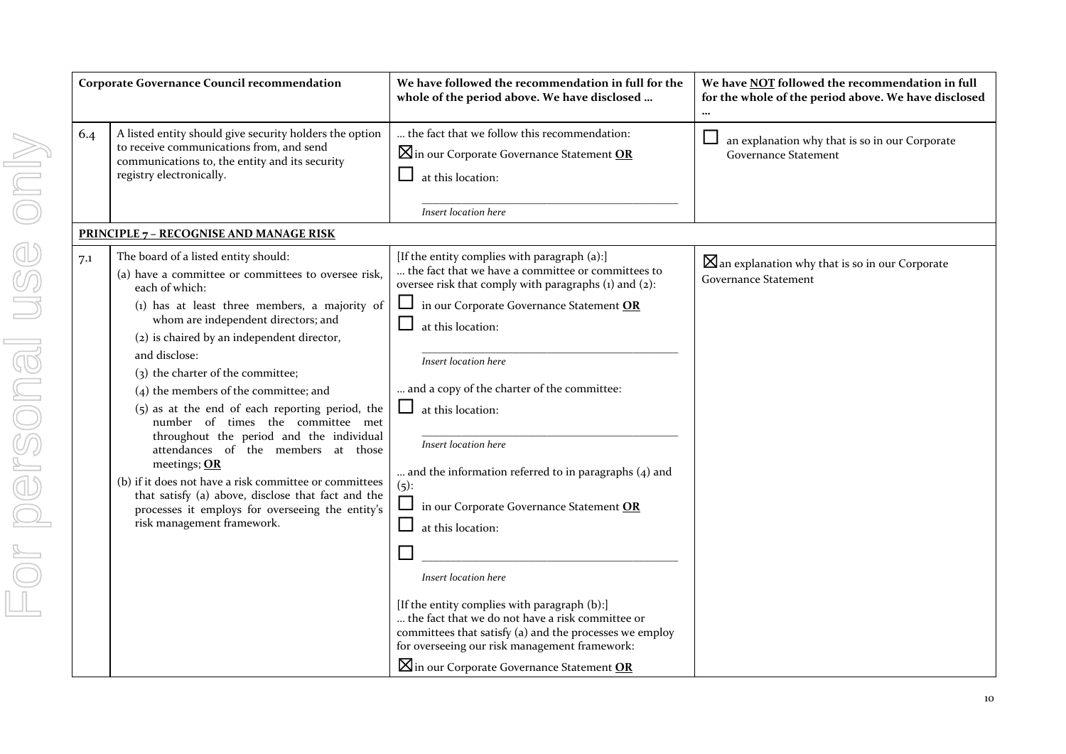| Corporate Governance Council recommendation | | We have followed the recommendation in full for the whole of the period above. We have disclosed … | We have NOT followed the recommendation in full for the whole of the period above. We have disclosed … |
|---|---|---|---|
| 6.4 | A listed entity should give security holders the option to receive communications from, and send communications to, the entity and its security registry electronically. | … the fact that we follow this recommendation:<br>☒ in our Corporate Governance Statement **OR**<br>☐ at this location:<br>\_\_\_\_\_\_\_\_\_\_\_\_\_\_\_\_\_\_\_\_<br>*Insert location here* | ☐ an explanation why that is so in our Corporate Governance Statement |
| **PRINCIPLE 7 – RECOGNISE AND MANAGE RISK** | | | |
| 7.1 | The board of a listed entity should:<br>(a) have a committee or committees to oversee risk, each of which:<br>(1) has at least three members, a majority of whom are independent directors; and<br>(2) is chaired by an independent director,<br>and disclose:<br>(3) the charter of the committee;<br>(4) the members of the committee; and<br>(5) as at the end of each reporting period, the number of times the committee met throughout the period and the individual attendances of the members at those meetings; **OR**<br>(b) if it does not have a risk committee or committees that satisfy (a) above, disclose that fact and the processes it employs for overseeing the entity's risk management framework. | [If the entity complies with paragraph (a):]<br>… the fact that we have a committee or committees to oversee risk that comply with paragraphs (1) and (2):<br>☐ in our Corporate Governance Statement **OR**<br>☐ at this location:<br>\_\_\_\_\_\_\_\_\_\_\_\_\_\_\_\_\_\_\_\_<br>*Insert location here*<br>… and a copy of the charter of the committee:<br>☐ at this location:<br>\_\_\_\_\_\_\_\_\_\_\_\_\_\_\_\_\_\_\_\_<br>*Insert location here*<br>… and the information referred to in paragraphs (4) and (5):<br>☐ in our Corporate Governance Statement **OR**<br>☐ at this location:<br>☐ \_\_\_\_\_\_\_\_\_\_\_\_\_\_\_\_\_\_\_\_<br>*Insert location here*<br>[If the entity complies with paragraph (b):]<br>… the fact that we do not have a risk committee or committees that satisfy (a) and the processes we employ for overseeing our risk management framework:<br>☒ in our Corporate Governance Statement **OR** | ☒ an explanation why that is so in our Corporate Governance Statement |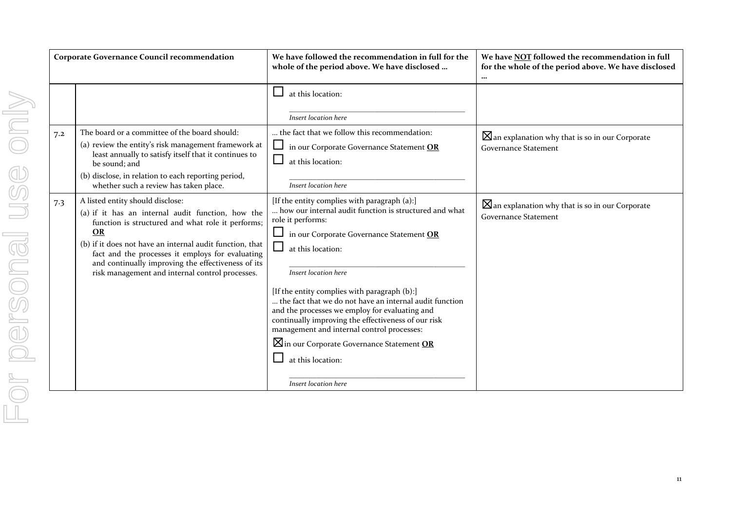| Corporate Governance Council recommendation | | We have followed the recommendation in full for the whole of the period above. We have disclosed … | We have NOT followed the recommendation in full for the whole of the period above. We have disclosed … |
|---|---|---|---|
| | | ☐ at this location: _Insert location here_ | |
| 7.2 | The board or a committee of the board should: (a) review the entity's risk management framework at least annually to satisfy itself that it continues to be sound; and (b) disclose, in relation to each reporting period, whether such a review has taken place. | … the fact that we follow this recommendation: ☐ in our Corporate Governance Statement **OR** ☐ at this location: _Insert location here_ | ☒ an explanation why that is so in our Corporate Governance Statement |
| 7.3 | A listed entity should disclose: (a) if it has an internal audit function, how the function is structured and what role it performs; **OR** (b) if it does not have an internal audit function, that fact and the processes it employs for evaluating and continually improving the effectiveness of its risk management and internal control processes. | [If the entity complies with paragraph (a):] … how our internal audit function is structured and what role it performs: ☐ in our Corporate Governance Statement **OR** ☐ at this location: _Insert location here_ [If the entity complies with paragraph (b):] … the fact that we do not have an internal audit function and the processes we employ for evaluating and continually improving the effectiveness of our risk management and internal control processes: ☒ in our Corporate Governance Statement **OR** ☐ at this location: _Insert location here_ | ☒ an explanation why that is so in our Corporate Governance Statement |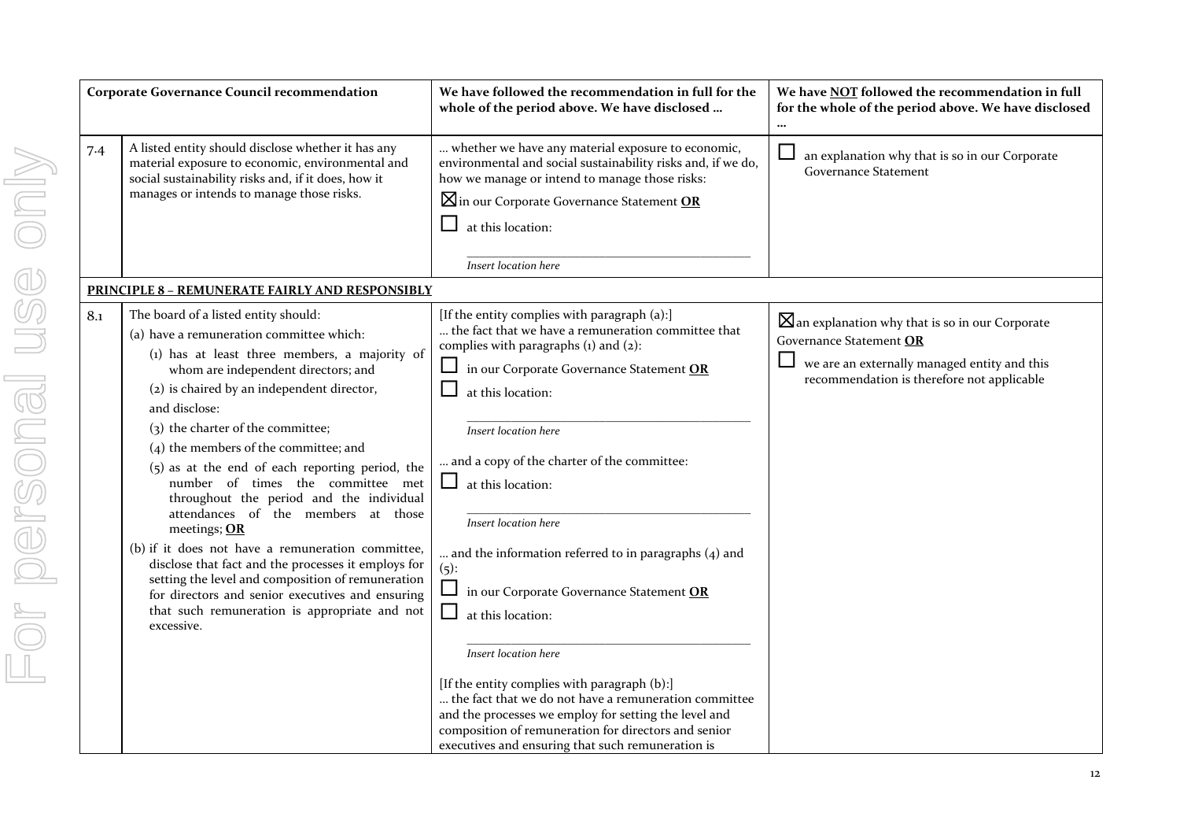| | Corporate Governance Council recommendation | We have followed the recommendation in full for the whole of the period above. We have disclosed … | We have NOT followed the recommendation in full for the whole of the period above. We have disclosed … |
|---|---|---|---|
| 7.4 | A listed entity should disclose whether it has any material exposure to economic, environmental and social sustainability risks and, if it does, how it manages or intends to manage those risks. | … whether we have any material exposure to economic, environmental and social sustainability risks and, if we do, how we manage or intend to manage those risks:<br>☒ in our Corporate Governance Statement **OR**<br>☐ at this location:<br>\_\_\_\_\_\_\_\_\_\_\_\_\_\_\_\_\_\_\_\_\_\_\_\_<br>*Insert location here* | ☐ an explanation why that is so in our Corporate Governance Statement |
| **PRINCIPLE 8 – REMUNERATE FAIRLY AND RESPONSIBLY** | | | |
| 8.1 | The board of a listed entity should:<br>(a) have a remuneration committee which:<br>(1) has at least three members, a majority of whom are independent directors; and<br>(2) is chaired by an independent director,<br>and disclose:<br>(3) the charter of the committee;<br>(4) the members of the committee; and<br>(5) as at the end of each reporting period, the number of times the committee met throughout the period and the individual attendances of the members at those meetings; **OR**<br>(b) if it does not have a remuneration committee, disclose that fact and the processes it employs for setting the level and composition of remuneration for directors and senior executives and ensuring that such remuneration is appropriate and not excessive. | [If the entity complies with paragraph (a):]<br>… the fact that we have a remuneration committee that complies with paragraphs (1) and (2):<br>☐ in our Corporate Governance Statement **OR**<br>☐ at this location:<br>\_\_\_\_\_\_\_\_\_\_\_\_\_\_\_\_\_\_\_\_\_\_\_\_<br>*Insert location here*<br>… and a copy of the charter of the committee:<br>☐ at this location:<br>\_\_\_\_\_\_\_\_\_\_\_\_\_\_\_\_\_\_\_\_\_\_\_\_<br>*Insert location here*<br>… and the information referred to in paragraphs (4) and (5):<br>☐ in our Corporate Governance Statement **OR**<br>☐ at this location:<br>\_\_\_\_\_\_\_\_\_\_\_\_\_\_\_\_\_\_\_\_\_\_\_\_<br>*Insert location here*<br>[If the entity complies with paragraph (b):]<br>… the fact that we do not have a remuneration committee and the processes we employ for setting the level and composition of remuneration for directors and senior executives and ensuring that such remuneration is | ☒ an explanation why that is so in our Corporate Governance Statement **OR**<br>☐ we are an externally managed entity and this recommendation is therefore not applicable |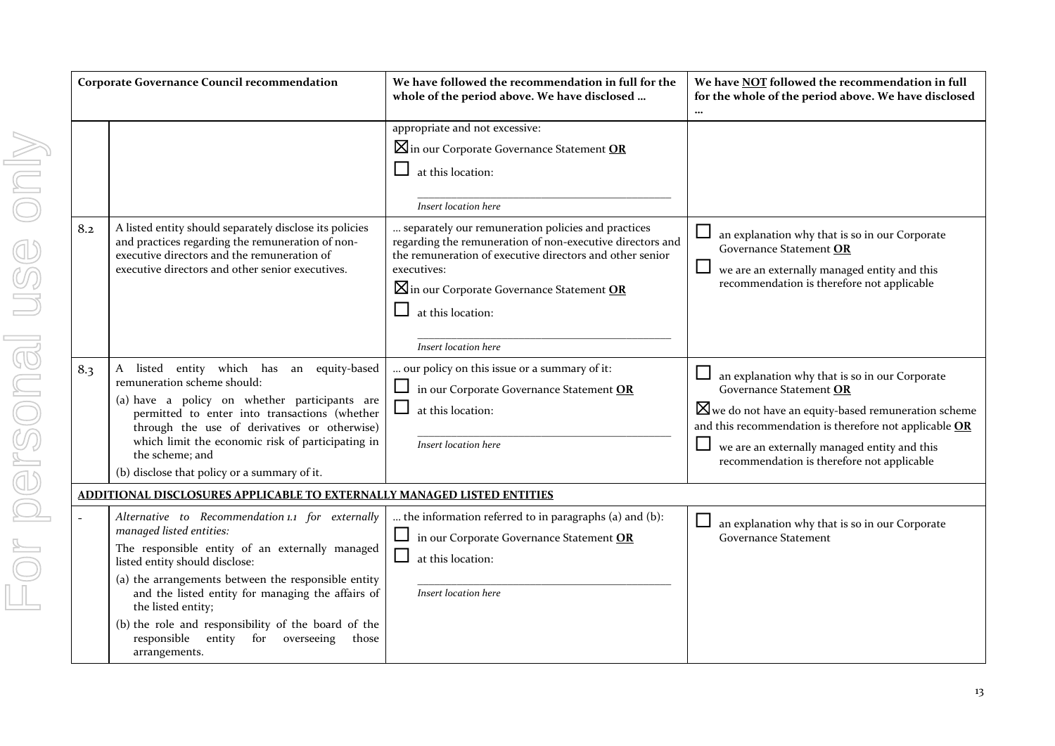| Corporate Governance Council recommendation | | We have followed the recommendation in full for the whole of the period above. We have disclosed … | We have **NOT** followed the recommendation in full for the whole of the period above. We have disclosed … |
|---|---|---|---|
| | | appropriate and not excessive:<br>☒ in our Corporate Governance Statement **OR**<br>☐ at this location:<br>_______________<br>*Insert location here* | |
| 8.2 | A listed entity should separately disclose its policies and practices regarding the remuneration of non-executive directors and the remuneration of executive directors and other senior executives. | … separately our remuneration policies and practices regarding the remuneration of non-executive directors and the remuneration of executive directors and other senior executives:<br>☒ in our Corporate Governance Statement **OR**<br>☐ at this location:<br>_______________<br>*Insert location here* | ☐ an explanation why that is so in our Corporate Governance Statement **OR**<br>☐ we are an externally managed entity and this recommendation is therefore not applicable |
| 8.3 | A listed entity which has an equity-based remuneration scheme should:<br>(a) have a policy on whether participants are permitted to enter into transactions (whether through the use of derivatives or otherwise) which limit the economic risk of participating in the scheme; and<br>(b) disclose that policy or a summary of it. | … our policy on this issue or a summary of it:<br>☐ in our Corporate Governance Statement **OR**<br>☐ at this location:<br>_______________<br>*Insert location here* | ☐ an explanation why that is so in our Corporate Governance Statement **OR**<br>☒ we do not have an equity-based remuneration scheme and this recommendation is therefore not applicable **OR**<br>☐ we are an externally managed entity and this recommendation is therefore not applicable |
| **ADDITIONAL DISCLOSURES APPLICABLE TO EXTERNALLY MANAGED LISTED ENTITIES** | | | |
| - | *Alternative to Recommendation 1.1 for externally managed listed entities:*<br>The responsible entity of an externally managed listed entity should disclose:<br>(a) the arrangements between the responsible entity and the listed entity for managing the affairs of the listed entity;<br>(b) the role and responsibility of the board of the responsible entity for overseeing those arrangements. | … the information referred to in paragraphs (a) and (b):<br>☐ in our Corporate Governance Statement **OR**<br>☐ at this location:<br>_______________<br>*Insert location here* | ☐ an explanation why that is so in our Corporate Governance Statement |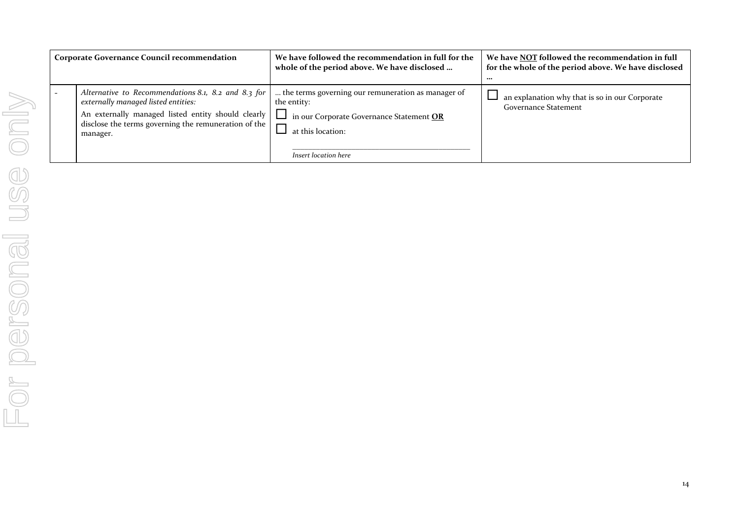| Corporate Governance Council recommendation | | We have followed the recommendation in full for the whole of the period above. We have disclosed … | We have **NOT** followed the recommendation in full for the whole of the period above. We have disclosed … |
|---|---|---|---|
| - | *Alternative to Recommendations 8.1, 8.2 and 8.3 for externally managed listed entities:* An externally managed listed entity should clearly disclose the terms governing the remuneration of the manager. | … the terms governing our remuneration as manager of the entity: ☐ in our Corporate Governance Statement **OR** ☐ at this location: ____________________ *Insert location here* | ☐ an explanation why that is so in our Corporate Governance Statement |